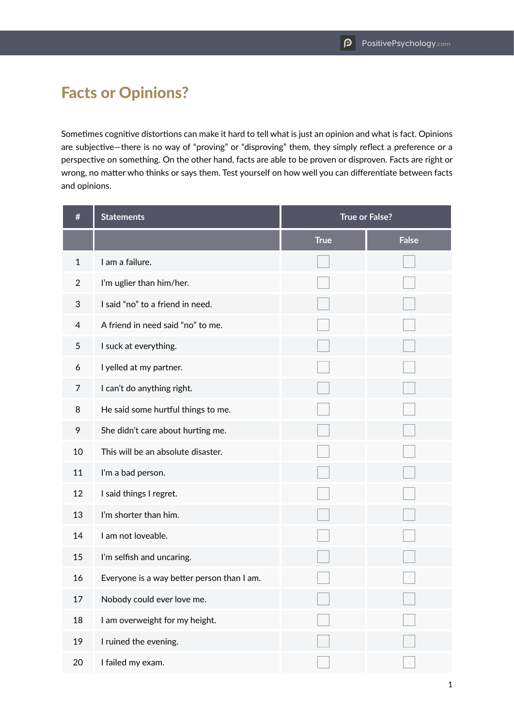# Facts or Opinions?

Sometimes cognitive distortions can make it hard to tell what is just an opinion and what is fact. Opinions are subjective—there is no way of "proving" or "disproving" them, they simply reflect a preference or a perspective on something. On the other hand, facts are able to be proven or disproven. Facts are right or wrong, no matter who thinks or says them. Test yourself on how well you can differentiate between facts and opinions.

| # | Statements | True or False? | |
|---|---|---|---|
| | | True | False |
| 1 | I am a failure. | ☐ | ☐ |
| 2 | I'm uglier than him/her. | ☐ | ☐ |
| 3 | I said "no" to a friend in need. | ☐ | ☐ |
| 4 | A friend in need said "no" to me. | ☐ | ☐ |
| 5 | I suck at everything. | ☐ | ☐ |
| 6 | I yelled at my partner. | ☐ | ☐ |
| 7 | I can't do anything right. | ☐ | ☐ |
| 8 | He said some hurtful things to me. | ☐ | ☐ |
| 9 | She didn't care about hurting me. | ☐ | ☐ |
| 10 | This will be an absolute disaster. | ☐ | ☐ |
| 11 | I'm a bad person. | ☐ | ☐ |
| 12 | I said things I regret. | ☐ | ☐ |
| 13 | I'm shorter than him. | ☐ | ☐ |
| 14 | I am not loveable. | ☐ | ☐ |
| 15 | I'm selfish and uncaring. | ☐ | ☐ |
| 16 | Everyone is a way better person than I am. | ☐ | ☐ |
| 17 | Nobody could ever love me. | ☐ | ☐ |
| 18 | I am overweight for my height. | ☐ | ☐ |
| 19 | I ruined the evening. | ☐ | ☐ |
| 20 | I failed my exam. | ☐ | ☐ |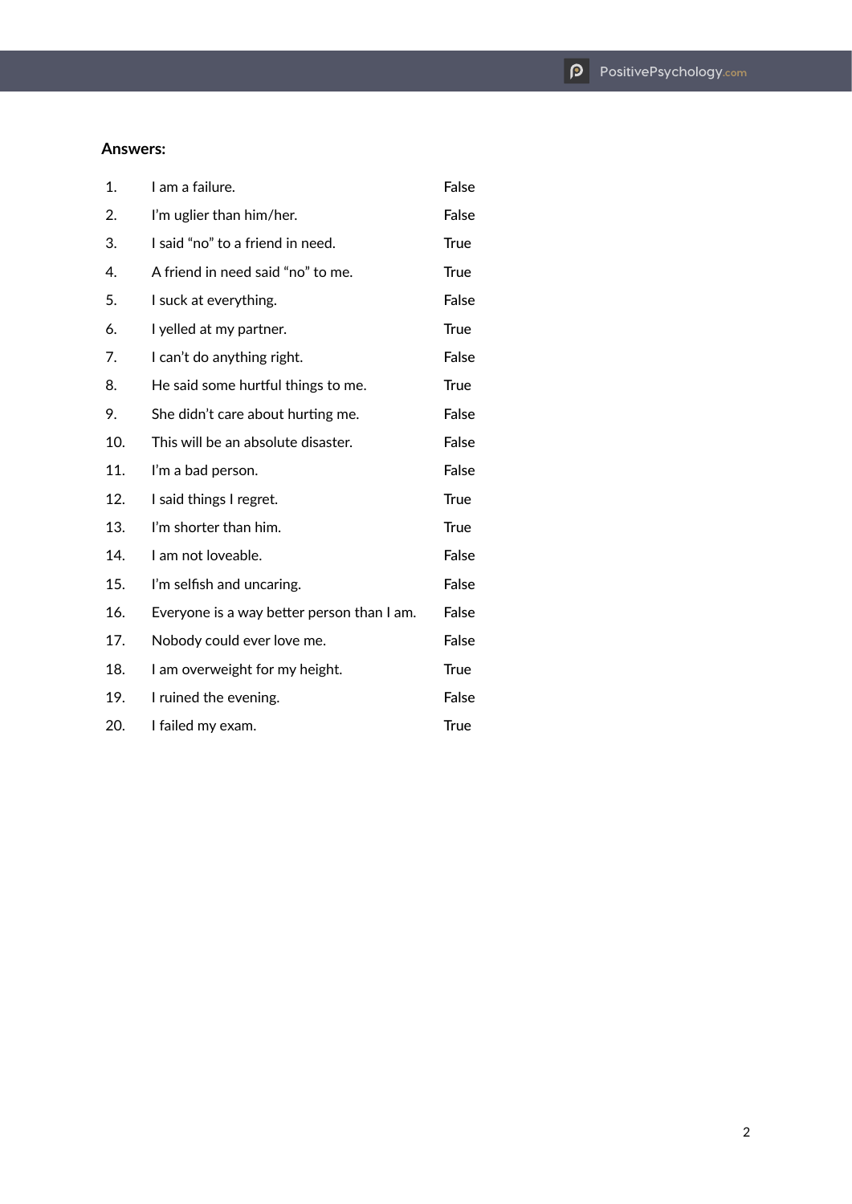**Answers:**

| | | |
|---|---|---|
| 1. | I am a failure. | False |
| 2. | I'm uglier than him/her. | False |
| 3. | I said "no" to a friend in need. | True |
| 4. | A friend in need said "no" to me. | True |
| 5. | I suck at everything. | False |
| 6. | I yelled at my partner. | True |
| 7. | I can't do anything right. | False |
| 8. | He said some hurtful things to me. | True |
| 9. | She didn't care about hurting me. | False |
| 10. | This will be an absolute disaster. | False |
| 11. | I'm a bad person. | False |
| 12. | I said things I regret. | True |
| 13. | I'm shorter than him. | True |
| 14. | I am not loveable. | False |
| 15. | I'm selfish and uncaring. | False |
| 16. | Everyone is a way better person than I am. | False |
| 17. | Nobody could ever love me. | False |
| 18. | I am overweight for my height. | True |
| 19. | I ruined the evening. | False |
| 20. | I failed my exam. | True |